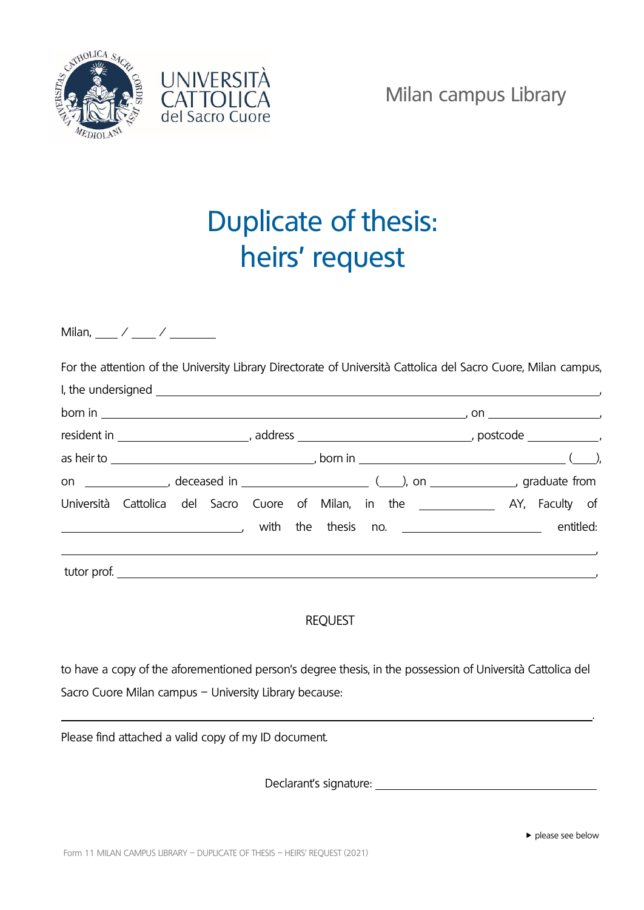UNIVERSITÀ CATTOLICA del Sacro Cuore

Milan campus Library

# Duplicate of thesis: heirs' request

Milan, ____ / ____ / ________

For the attention of the University Library Directorate of Università Cattolica del Sacro Cuore, Milan campus,

I, the undersigned ________________________________________________________________,

born in ____________________________________________________, on ________________,

resident in __________________, address __________________________, postcode ___________,

as heir to ____________________________, born in ____________________________ (___),

on ____________, deceased in __________________ (___), on ____________, graduate from

Università Cattolica del Sacro Cuore of Milan, in the __________ AY, Faculty of

__________________________, with the thesis no. ____________________ entitled:

________________________________________________________________________________,

tutor prof. ______________________________________________________________________,

REQUEST

to have a copy of the aforementioned person's degree thesis, in the possession of Università Cattolica del Sacro Cuore Milan campus – University Library because:

________________________________________________________________________________.

Please find attached a valid copy of my ID document.

Declarant's signature: ________________________________

▸ please see below

Form 11 MILAN CAMPUS LIBRARY – DUPLICATE OF THESIS – HEIRS' REQUEST (2021)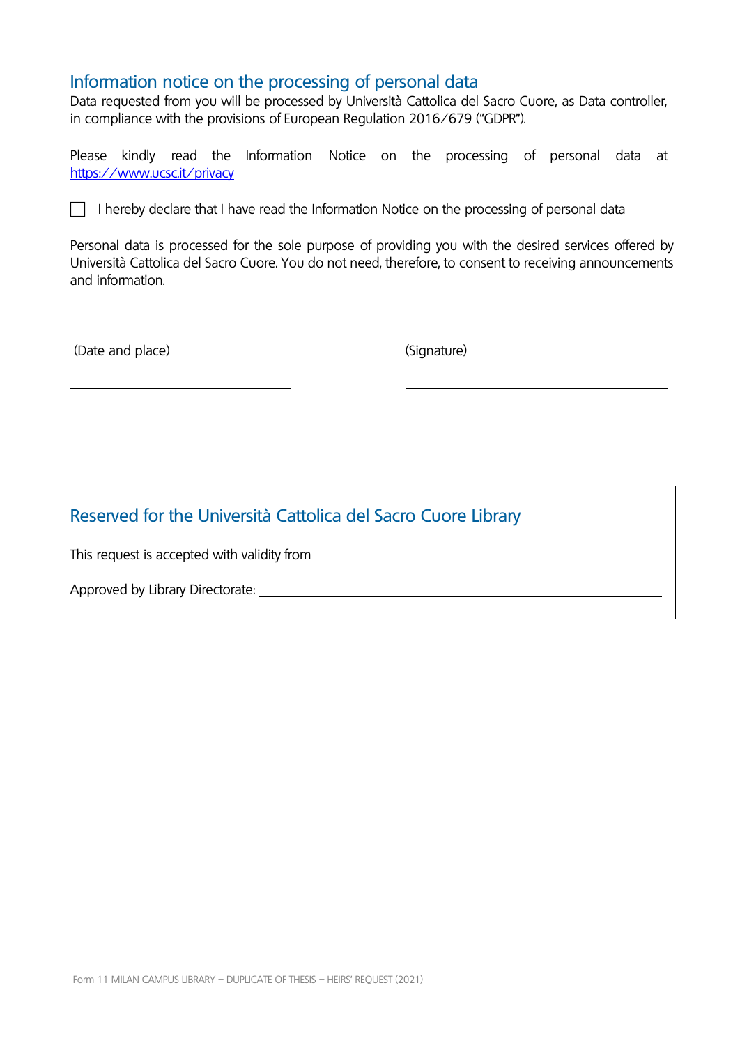## Information notice on the processing of personal data

Data requested from you will be processed by Università Cattolica del Sacro Cuore, as Data controller, in compliance with the provisions of European Regulation 2016/679 ("GDPR").

Please kindly read the Information Notice on the processing of personal data at https://www.ucsc.it/privacy

☐ I hereby declare that I have read the Information Notice on the processing of personal data

Personal data is processed for the sole purpose of providing you with the desired services offered by Università Cattolica del Sacro Cuore. You do not need, therefore, to consent to receiving announcements and information.

(Date and place) ______________________________

(Signature) ______________________________

## Reserved for the Università Cattolica del Sacro Cuore Library

This request is accepted with validity from ______________________________

Approved by Library Directorate: ______________________________

Form 11 MILAN CAMPUS LIBRARY – DUPLICATE OF THESIS – HEIRS' REQUEST (2021)